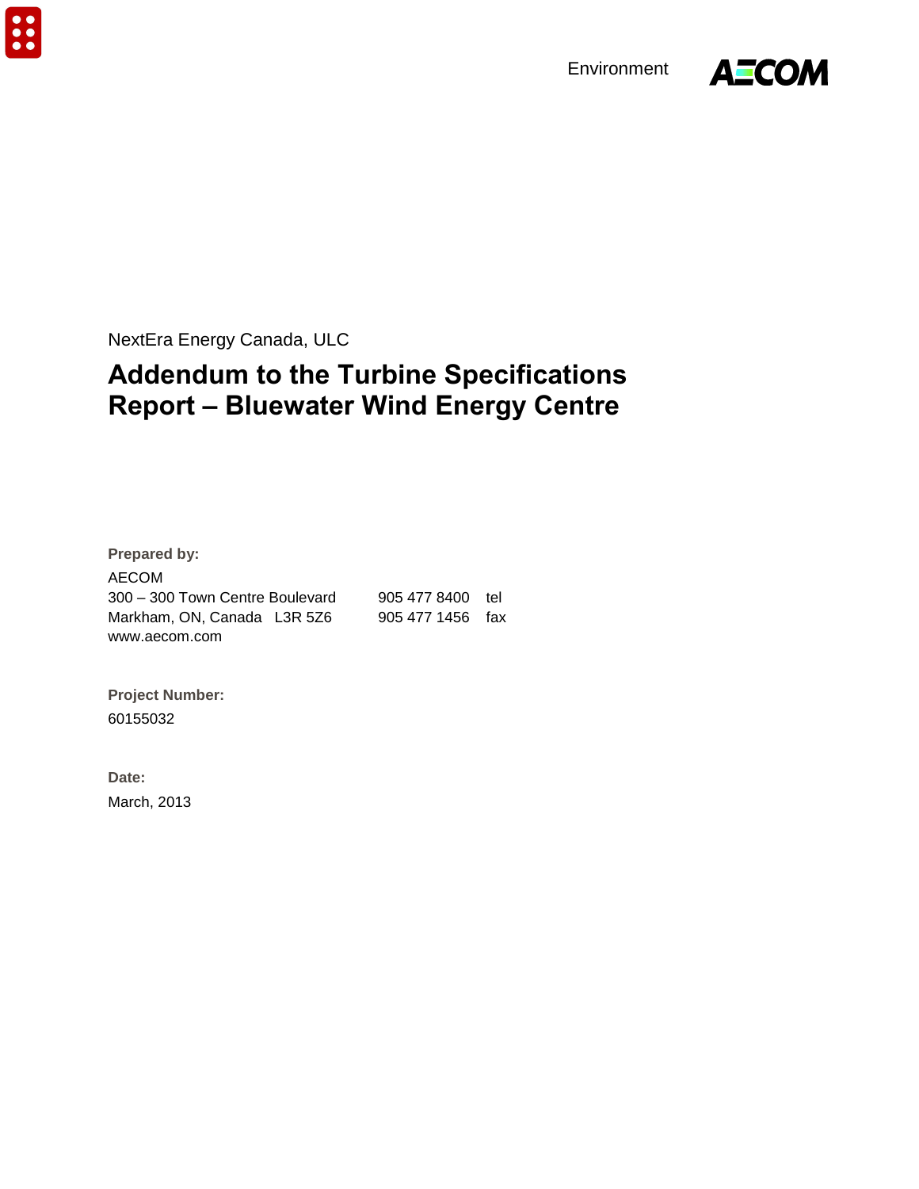Environment

NextEra Energy Canada, ULC

# Addendum to the Turbine Specifications Report – Bluewater Wind Energy Centre

**Prepared by:**

AECOM
300 – 300 Town Centre Boulevard    905 477 8400  tel
Markham, ON, Canada  L3R 5Z6    905 477 1456  fax
www.aecom.com

**Project Number:**

60155032

**Date:**

March, 2013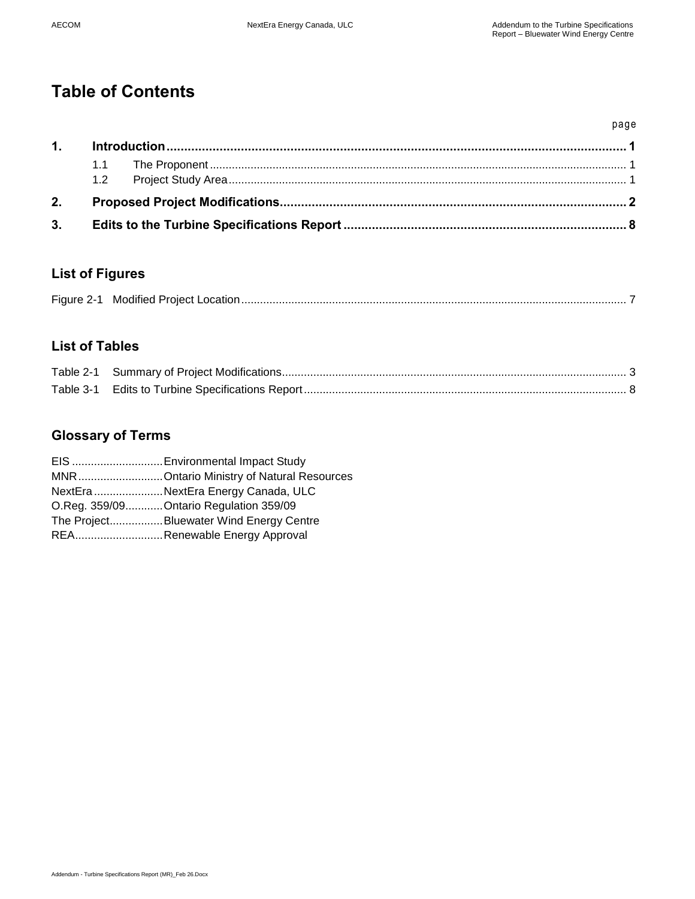# Table of Contents

| | | page |
|---|---|---|
| **1.** | **Introduction** | **1** |
| | 1.1 The Proponent | 1 |
| | 1.2 Project Study Area | 1 |
| **2.** | **Proposed Project Modifications** | **2** |
| **3.** | **Edits to the Turbine Specifications Report** | **8** |

## List of Figures

| | | |
|---|---|---|
| Figure 2-1 | Modified Project Location | 7 |

## List of Tables

| | | |
|---|---|---|
| Table 2-1 | Summary of Project Modifications | 3 |
| Table 3-1 | Edits to Turbine Specifications Report | 8 |

## Glossary of Terms

| | |
|---|---|
| EIS | Environmental Impact Study |
| MNR | Ontario Ministry of Natural Resources |
| NextEra | NextEra Energy Canada, ULC |
| O.Reg. 359/09 | Ontario Regulation 359/09 |
| The Project | Bluewater Wind Energy Centre |
| REA | Renewable Energy Approval |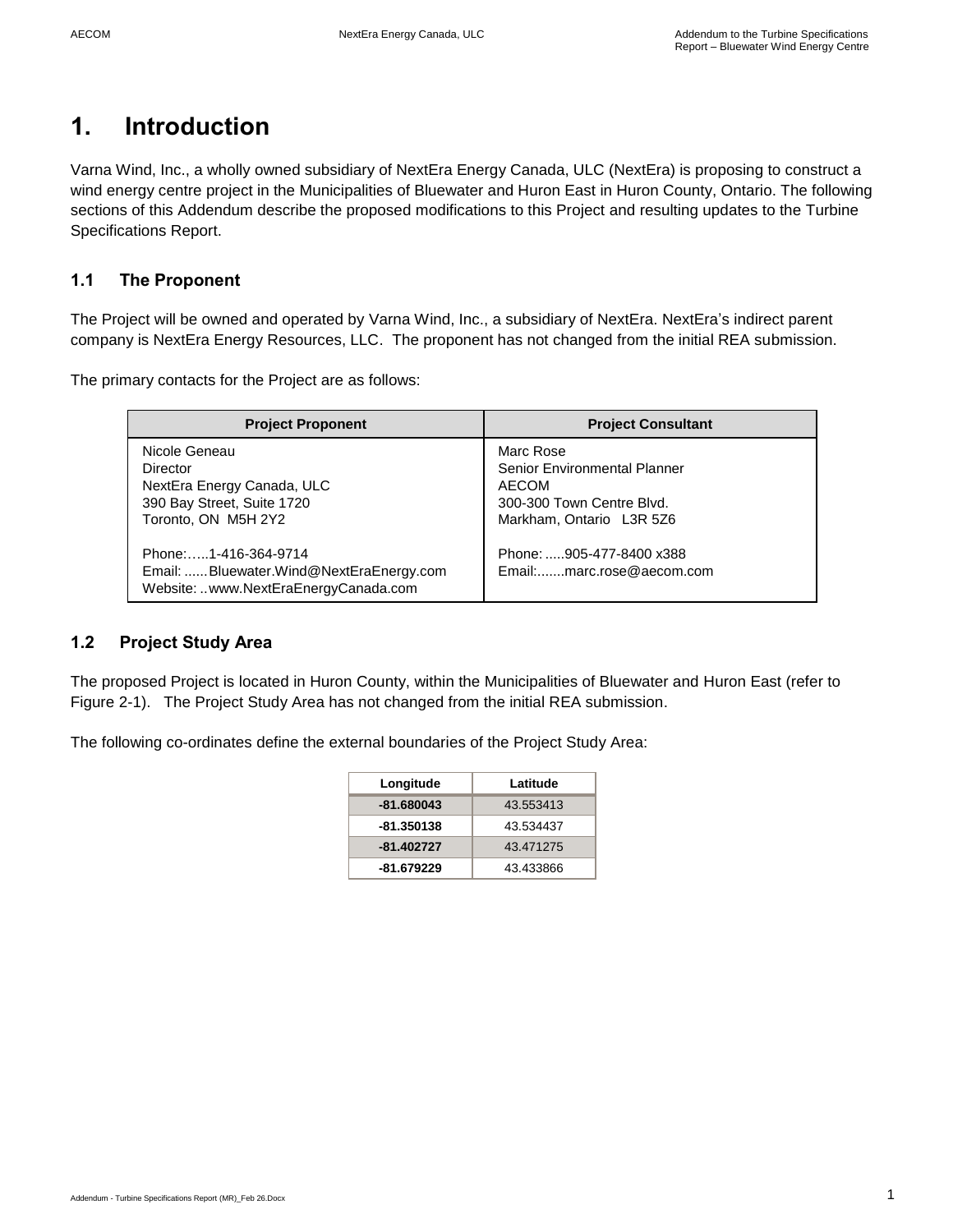# 1. Introduction

Varna Wind, Inc., a wholly owned subsidiary of NextEra Energy Canada, ULC (NextEra) is proposing to construct a wind energy centre project in the Municipalities of Bluewater and Huron East in Huron County, Ontario. The following sections of this Addendum describe the proposed modifications to this Project and resulting updates to the Turbine Specifications Report.

## 1.1 The Proponent

The Project will be owned and operated by Varna Wind, Inc., a subsidiary of NextEra. NextEra's indirect parent company is NextEra Energy Resources, LLC. The proponent has not changed from the initial REA submission.

The primary contacts for the Project are as follows:

| Project Proponent | Project Consultant |
|---|---|
| Nicole Geneau<br>Director<br>NextEra Energy Canada, ULC<br>390 Bay Street, Suite 1720<br>Toronto, ON M5H 2Y2<br><br>Phone:.....1-416-364-9714<br>Email: ......Bluewater.Wind@NextEraEnergy.com<br>Website: ..www.NextEraEnergyCanada.com | Marc Rose<br>Senior Environmental Planner<br>AECOM<br>300-300 Town Centre Blvd.<br>Markham, Ontario L3R 5Z6<br><br>Phone: .....905-477-8400 x388<br>Email:.......marc.rose@aecom.com |

## 1.2 Project Study Area

The proposed Project is located in Huron County, within the Municipalities of Bluewater and Huron East (refer to Figure 2-1). The Project Study Area has not changed from the initial REA submission.

The following co-ordinates define the external boundaries of the Project Study Area:

| Longitude | Latitude |
|---|---|
| **-81.680043** | 43.553413 |
| **-81.350138** | 43.534437 |
| **-81.402727** | 43.471275 |
| **-81.679229** | 43.433866 |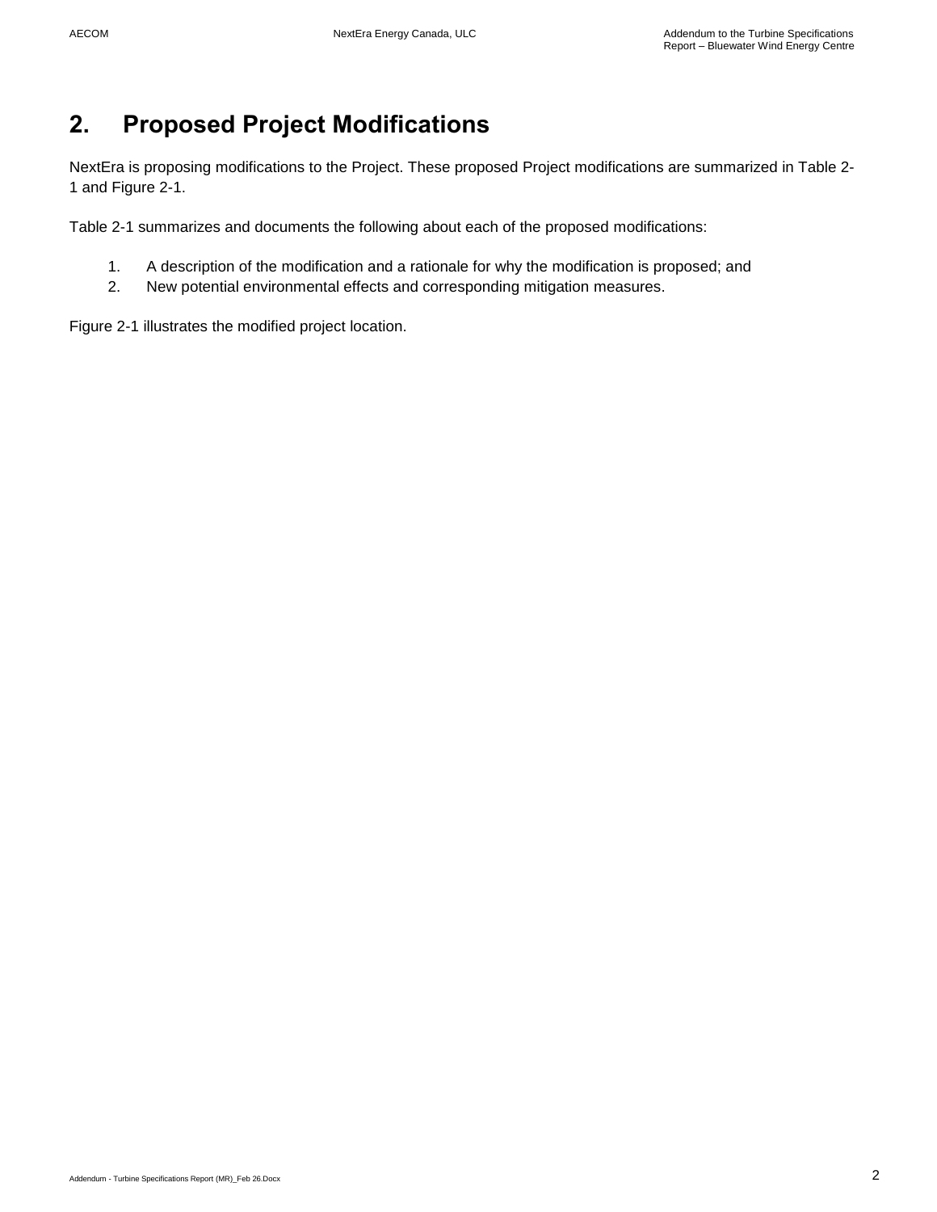# 2. Proposed Project Modifications

NextEra is proposing modifications to the Project. These proposed Project modifications are summarized in Table 2-1 and Figure 2-1.

Table 2-1 summarizes and documents the following about each of the proposed modifications:

1. A description of the modification and a rationale for why the modification is proposed; and
2. New potential environmental effects and corresponding mitigation measures.

Figure 2-1 illustrates the modified project location.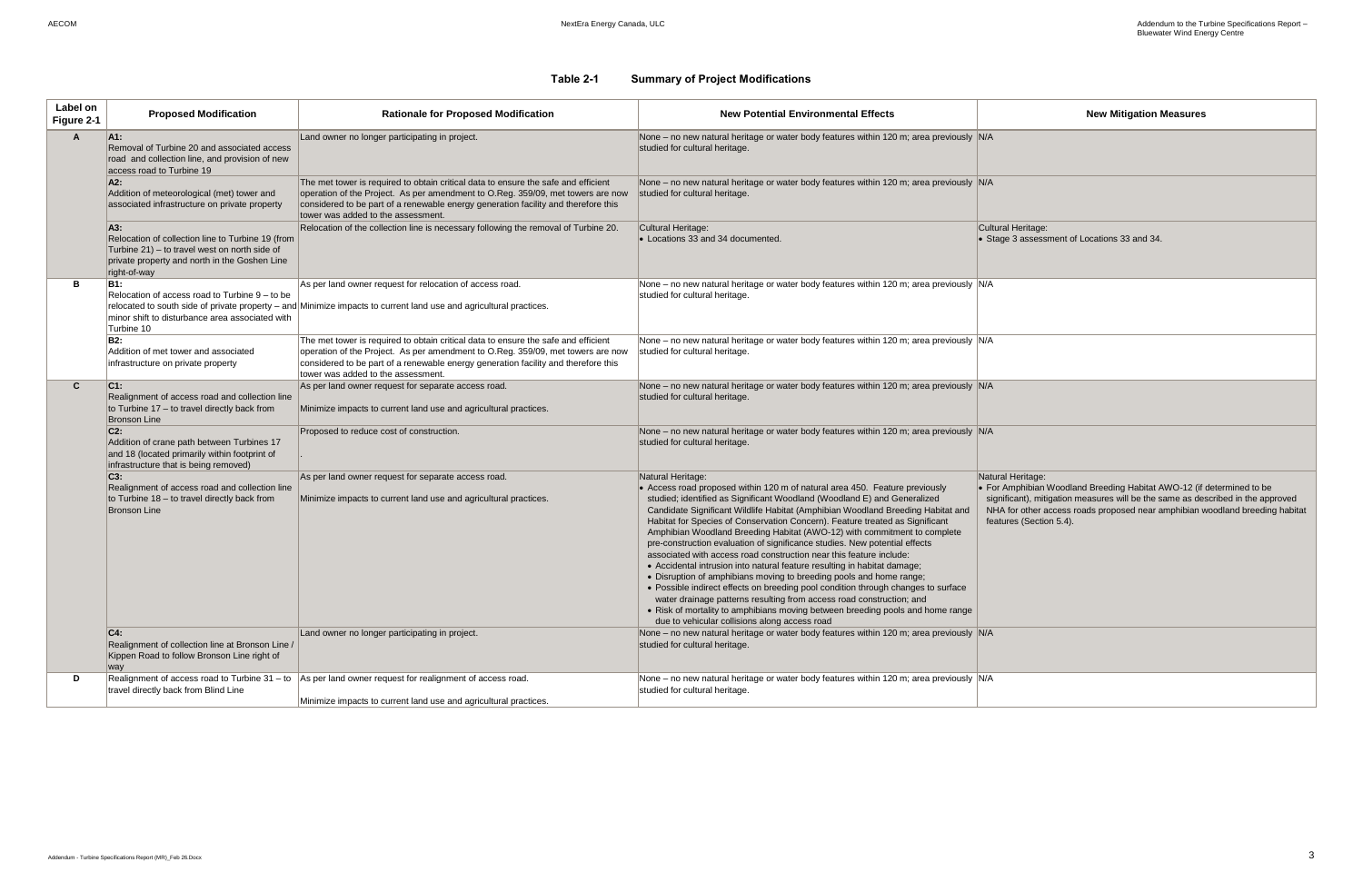**Table 2-1 Summary of Project Modifications**

| Label on Figure 2-1 | Proposed Modification | Rationale for Proposed Modification | New Potential Environmental Effects | New Mitigation Measures |
|---|---|---|---|---|
| **A** | **A1:** Removal of Turbine 20 and associated access road and collection line, and provision of new access road to Turbine 19 | Land owner no longer participating in project. | None – no new natural heritage or water body features within 120 m; area previously studied for cultural heritage. | N/A |
| | **A2:** Addition of meteorological (met) tower and associated infrastructure on private property | The met tower is required to obtain critical data to ensure the safe and efficient operation of the Project. As per amendment to O.Reg. 359/09, met towers are now considered to be part of a renewable energy generation facility and therefore this tower was added to the assessment. | None – no new natural heritage or water body features within 120 m; area previously studied for cultural heritage. | N/A |
| | **A3:** Relocation of collection line to Turbine 19 (from Turbine 21) – to travel west on north side of private property and north in the Goshen Line right-of-way | Relocation of the collection line is necessary following the removal of Turbine 20. | Cultural Heritage:<br>• Locations 33 and 34 documented. | Cultural Heritage:<br>• Stage 3 assessment of Locations 33 and 34. |
| **B** | **B1:** Relocation of access road to Turbine 9 – to be relocated to south side of private property – and minor shift to disturbance area associated with Turbine 10 | As per land owner request for relocation of access road.<br><br>Minimize impacts to current land use and agricultural practices. | None – no new natural heritage or water body features within 120 m; area previously studied for cultural heritage. | N/A |
| | **B2:** Addition of met tower and associated infrastructure on private property | The met tower is required to obtain critical data to ensure the safe and efficient operation of the Project. As per amendment to O.Reg. 359/09, met towers are now considered to be part of a renewable energy generation facility and therefore this tower was added to the assessment. | None – no new natural heritage or water body features within 120 m; area previously studied for cultural heritage. | N/A |
| **C** | **C1:** Realignment of access road and collection line to Turbine 17 – to travel directly back from Bronson Line | As per land owner request for separate access road.<br><br>Minimize impacts to current land use and agricultural practices. | None – no new natural heritage or water body features within 120 m; area previously studied for cultural heritage. | N/A |
| | **C2:** Addition of crane path between Turbines 17 and 18 (located primarily within footprint of infrastructure that is being removed) | Proposed to reduce cost of construction.<br><br>. | None – no new natural heritage or water body features within 120 m; area previously studied for cultural heritage. | N/A |
| | **C3:** Realignment of access road and collection line to Turbine 18 – to travel directly back from Bronson Line | As per land owner request for separate access road.<br><br>Minimize impacts to current land use and agricultural practices. | Natural Heritage:<br>• Access road proposed within 120 m of natural area 450. Feature previously studied; identified as Significant Woodland (Woodland E) and Generalized Candidate Significant Wildlife Habitat (Amphibian Woodland Breeding Habitat and Habitat for Species of Conservation Concern). Feature treated as Significant Amphibian Woodland Breeding Habitat (AWO-12) with commitment to complete pre-construction evaluation of significance studies. New potential effects associated with access road construction near this feature include:<br>• Accidental intrusion into natural feature resulting in habitat damage;<br>• Disruption of amphibians moving to breeding pools and home range;<br>• Possible indirect effects on breeding pool condition through changes to surface water drainage patterns resulting from access road construction; and<br>• Risk of mortality to amphibians moving between breeding pools and home range due to vehicular collisions along access road | Natural Heritage:<br>• For Amphibian Woodland Breeding Habitat AWO-12 (if determined to be significant), mitigation measures will be the same as described in the approved NHA for other access roads proposed near amphibian woodland breeding habitat features (Section 5.4). |
| | **C4:** Realignment of collection line at Bronson Line / Kippen Road to follow Bronson Line right of way | Land owner no longer participating in project. | None – no new natural heritage or water body features within 120 m; area previously studied for cultural heritage. | N/A |
| **D** | Realignment of access road to Turbine 31 – to travel directly back from Blind Line | As per land owner request for realignment of access road.<br><br>Minimize impacts to current land use and agricultural practices. | None – no new natural heritage or water body features within 120 m; area previously studied for cultural heritage. | N/A |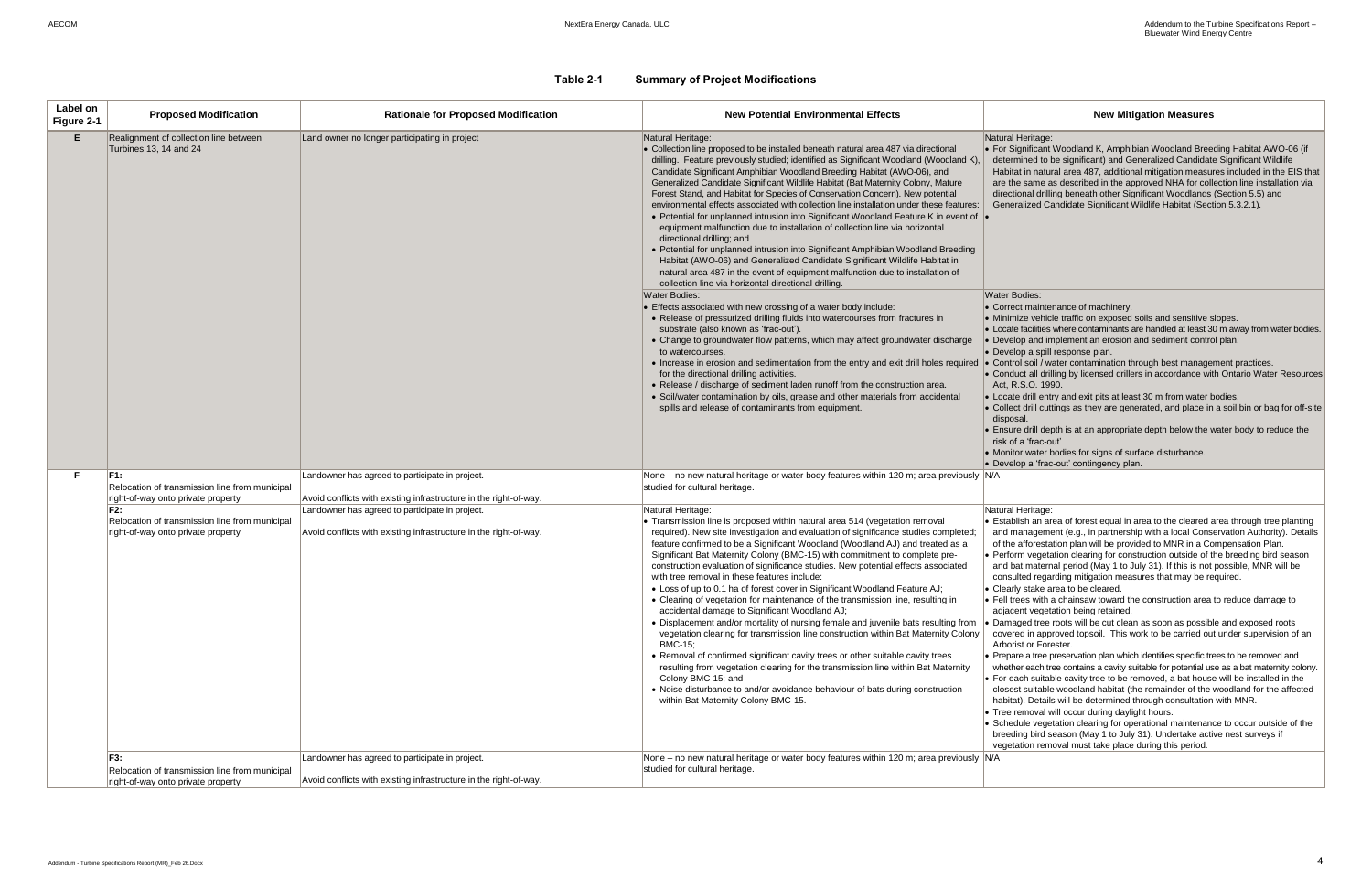## Table 2-1 Summary of Project Modifications

| Label on Figure 2-1 | Proposed Modification | Rationale for Proposed Modification | New Potential Environmental Effects | New Mitigation Measures |
|---|---|---|---|---|
| E | Realignment of collection line between Turbines 13, 14 and 24 | Land owner no longer participating in project | Natural Heritage:<br>• Collection line proposed to be installed beneath natural area 487 via directional drilling. Feature previously studied; identified as Significant Woodland (Woodland K), Candidate Significant Amphibian Woodland Breeding Habitat (AWO-06), and Generalized Candidate Significant Wildlife Habitat (Bat Maternity Colony, Mature Forest Stand, and Habitat for Species of Conservation Concern). New potential environmental effects associated with collection line installation under these features:<br>• Potential for unplanned intrusion into Significant Woodland Feature K in event of equipment malfunction due to installation of collection line via horizontal directional drilling; and<br>• Potential for unplanned intrusion into Significant Amphibian Woodland Breeding Habitat (AWO-06) and Generalized Candidate Significant Wildlife Habitat in natural area 487 in the event of equipment malfunction due to installation of collection line via horizontal directional drilling. | Natural Heritage:<br>• For Significant Woodland K, Amphibian Woodland Breeding Habitat AWO-06 (if determined to be significant) and Generalized Candidate Significant Wildlife Habitat in natural area 487, additional mitigation measures included in the EIS that are the same as described in the approved NHA for collection line installation via directional drilling beneath other Significant Woodlands (Section 5.5) and Generalized Candidate Significant Wildlife Habitat (Section 5.3.2.1).<br>• |
| | | | Water Bodies:<br>• Effects associated with new crossing of a water body include:<br>• Release of pressurized drilling fluids into watercourses from fractures in substrate (also known as 'frac-out').<br>• Change to groundwater flow patterns, which may affect groundwater discharge to watercourses.<br>• Increase in erosion and sedimentation from the entry and exit drill holes required for the directional drilling activities.<br>• Release / discharge of sediment laden runoff from the construction area.<br>• Soil/water contamination by oils, grease and other materials from accidental spills and release of contaminants from equipment. | Water Bodies:<br>• Correct maintenance of machinery.<br>• Minimize vehicle traffic on exposed soils and sensitive slopes.<br>• Locate facilities where contaminants are handled at least 30 m away from water bodies.<br>• Develop and implement an erosion and sediment control plan.<br>• Develop a spill response plan.<br>• Control soil / water contamination through best management practices.<br>• Conduct all drilling by licensed drillers in accordance with Ontario Water Resources Act, R.S.O. 1990.<br>• Locate drill entry and exit pits at least 30 m from water bodies.<br>• Collect drill cuttings as they are generated, and place in a soil bin or bag for off-site disposal.<br>• Ensure drill depth is at an appropriate depth below the water body to reduce the risk of a 'frac-out'.<br>• Monitor water bodies for signs of surface disturbance.<br>• Develop a 'frac-out' contingency plan. |
| F | **F1:**<br>Relocation of transmission line from municipal right-of-way onto private property | Landowner has agreed to participate in project.<br>Avoid conflicts with existing infrastructure in the right-of-way. | None – no new natural heritage or water body features within 120 m; area previously studied for cultural heritage. | N/A |
| | **F2:**<br>Relocation of transmission line from municipal right-of-way onto private property | Landowner has agreed to participate in project.<br>Avoid conflicts with existing infrastructure in the right-of-way. | Natural Heritage:<br>• Transmission line is proposed within natural area 514 (vegetation removal required). New site investigation and evaluation of significance studies completed; feature confirmed to be a Significant Woodland (Woodland AJ) and treated as a Significant Bat Maternity Colony (BMC-15) with commitment to complete pre-construction evaluation of significance studies. New potential effects associated with tree removal in these features include:<br>• Loss of up to 0.1 ha of forest cover in Significant Woodland Feature AJ;<br>• Clearing of vegetation for maintenance of the transmission line, resulting in accidental damage to Significant Woodland AJ;<br>• Displacement and/or mortality of nursing female and juvenile bats resulting from vegetation clearing for transmission line construction within Bat Maternity Colony BMC-15;<br>• Removal of confirmed significant cavity trees or other suitable cavity trees resulting from vegetation clearing for the transmission line within Bat Maternity Colony BMC-15; and<br>• Noise disturbance to and/or avoidance behaviour of bats during construction within Bat Maternity Colony BMC-15. | Natural Heritage:<br>• Establish an area of forest equal in area to the cleared area through tree planting and management (e.g., in partnership with a local Conservation Authority). Details of the afforestation plan will be provided to MNR in a Compensation Plan.<br>• Perform vegetation clearing for construction outside of the breeding bird season and bat maternal period (May 1 to July 31). If this is not possible, MNR will be consulted regarding mitigation measures that may be required.<br>• Clearly stake area to be cleared.<br>• Fell trees with a chainsaw toward the construction area to reduce damage to adjacent vegetation being retained.<br>• Damaged tree roots will be cut clean as soon as possible and exposed roots covered in approved topsoil. This work to be carried out under supervision of an Arborist or Forester.<br>• Prepare a tree preservation plan which identifies specific trees to be removed and whether each tree contains a cavity suitable for potential use as a bat maternity colony.<br>• For each suitable cavity tree to be removed, a bat house will be installed in the closest suitable woodland habitat (the remainder of the woodland for the affected habitat). Details will be determined through consultation with MNR.<br>• Tree removal will occur during daylight hours.<br>• Schedule vegetation clearing for operational maintenance to occur outside of the breeding bird season (May 1 to July 31). Undertake active nest surveys if vegetation removal must take place during this period. |
| | **F3:**<br>Relocation of transmission line from municipal right-of-way onto private property | Landowner has agreed to participate in project.<br>Avoid conflicts with existing infrastructure in the right-of-way. | None – no new natural heritage or water body features within 120 m; area previously studied for cultural heritage. | N/A |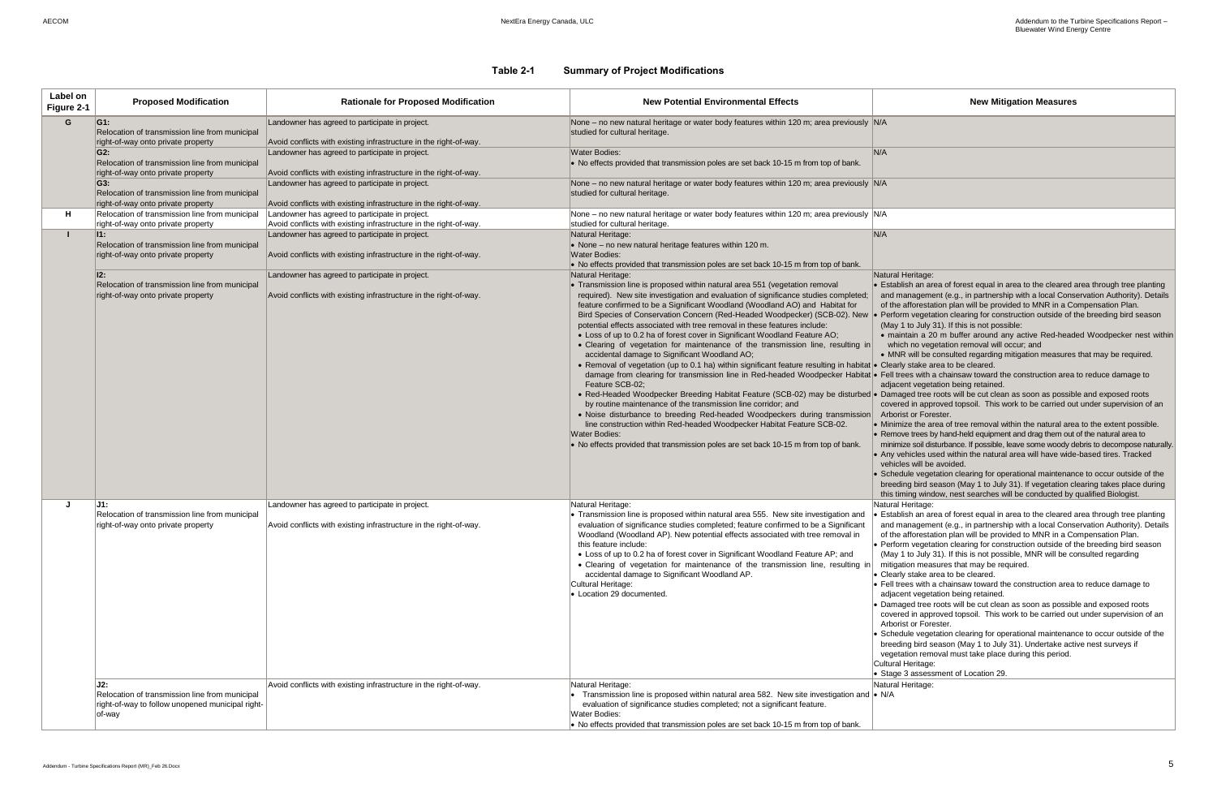**Table 2-1 Summary of Project Modifications**

| Label on Figure 2-1 | Proposed Modification | Rationale for Proposed Modification | New Potential Environmental Effects | New Mitigation Measures |
|---|---|---|---|---|
| **G** | **G1:**<br>Relocation of transmission line from municipal right-of-way onto private property | Landowner has agreed to participate in project.<br><br>Avoid conflicts with existing infrastructure in the right-of-way. | None – no new natural heritage or water body features within 120 m; area previously studied for cultural heritage. | N/A |
| | **G2:**<br>Relocation of transmission line from municipal right-of-way onto private property | Landowner has agreed to participate in project.<br><br>Avoid conflicts with existing infrastructure in the right-of-way. | Water Bodies:<br>• No effects provided that transmission poles are set back 10-15 m from top of bank. | N/A |
| | **G3:**<br>Relocation of transmission line from municipal right-of-way onto private property | Landowner has agreed to participate in project.<br><br>Avoid conflicts with existing infrastructure in the right-of-way. | None – no new natural heritage or water body features within 120 m; area previously studied for cultural heritage. | N/A |
| **H** | Relocation of transmission line from municipal right-of-way onto private property | Landowner has agreed to participate in project.<br>Avoid conflicts with existing infrastructure in the right-of-way. | None – no new natural heritage or water body features within 120 m; area previously studied for cultural heritage. | N/A |
| **I** | **I1:**<br>Relocation of transmission line from municipal right-of-way onto private property | Landowner has agreed to participate in project.<br><br>Avoid conflicts with existing infrastructure in the right-of-way. | Natural Heritage:<br>• None – no new natural heritage features within 120 m.<br>Water Bodies:<br>• No effects provided that transmission poles are set back 10-15 m from top of bank. | N/A |
| | **I2:**<br>Relocation of transmission line from municipal right-of-way onto private property | Landowner has agreed to participate in project.<br><br>Avoid conflicts with existing infrastructure in the right-of-way. | Natural Heritage:<br>• Transmission line is proposed within natural area 551 (vegetation removal required). New site investigation and evaluation of significance studies completed; feature confirmed to be a Significant Woodland (Woodland AO) and Habitat for Bird Species of Conservation Concern (Red-Headed Woodpecker) (SCB-02). New potential effects associated with tree removal in these features include:<br>• Loss of up to 0.2 ha of forest cover in Significant Woodland Feature AO;<br>• Clearing of vegetation for maintenance of the transmission line, resulting in accidental damage to Significant Woodland AO;<br>• Removal of vegetation (up to 0.1 ha) within significant feature resulting in habitat damage from clearing for transmission line in Red-headed Woodpecker Habitat Feature SCB-02;<br>• Red-Headed Woodpecker Breeding Habitat Feature (SCB-02) may be disturbed by routine maintenance of the transmission line corridor; and<br>• Noise disturbance to breeding Red-headed Woodpeckers during transmission line construction within Red-headed Woodpecker Habitat Feature SCB-02.<br>Water Bodies:<br>• No effects provided that transmission poles are set back 10-15 m from top of bank. | Natural Heritage:<br>• Establish an area of forest equal in area to the cleared area through tree planting and management (e.g., in partnership with a local Conservation Authority). Details of the afforestation plan will be provided to MNR in a Compensation Plan.<br>• Perform vegetation clearing for construction outside of the breeding bird season (May 1 to July 31). If this is not possible:<br>• maintain a 20 m buffer around any active Red-headed Woodpecker nest within which no vegetation removal will occur; and<br>• MNR will be consulted regarding mitigation measures that may be required.<br>• Clearly stake area to be cleared.<br>• Fell trees with a chainsaw toward the construction area to reduce damage to adjacent vegetation being retained.<br>• Damaged tree roots will be cut clean as soon as possible and exposed roots covered in approved topsoil. This work to be carried out under supervision of an Arborist or Forester.<br>• Minimize the area of tree removal within the natural area to the extent possible.<br>• Remove trees by hand-held equipment and drag them out of the natural area to minimize soil disturbance. If possible, leave some woody debris to decompose naturally.<br>• Any vehicles used within the natural area will have wide-based tires. Tracked vehicles will be avoided.<br>• Schedule vegetation clearing for operational maintenance to occur outside of the breeding bird season (May 1 to July 31). If vegetation clearing takes place during this timing window, nest searches will be conducted by qualified Biologist. |
| **J** | **J1:**<br>Relocation of transmission line from municipal right-of-way onto private property | Landowner has agreed to participate in project.<br><br>Avoid conflicts with existing infrastructure in the right-of-way. | Natural Heritage:<br>• Transmission line is proposed within natural area 555. New site investigation and evaluation of significance studies completed; feature confirmed to be a Significant Woodland (Woodland AP). New potential effects associated with tree removal in this feature include:<br>• Loss of up to 0.2 ha of forest cover in Significant Woodland Feature AP; and<br>• Clearing of vegetation for maintenance of the transmission line, resulting in accidental damage to Significant Woodland AP.<br>Cultural Heritage:<br>• Location 29 documented. | Natural Heritage:<br>• Establish an area of forest equal in area to the cleared area through tree planting and management (e.g., in partnership with a local Conservation Authority). Details of the afforestation plan will be provided to MNR in a Compensation Plan.<br>• Perform vegetation clearing for construction outside of the breeding bird season (May 1 to July 31). If this is not possible, MNR will be consulted regarding mitigation measures that may be required.<br>• Clearly stake area to be cleared.<br>• Fell trees with a chainsaw toward the construction area to reduce damage to adjacent vegetation being retained.<br>• Damaged tree roots will be cut clean as soon as possible and exposed roots covered in approved topsoil. This work to be carried out under supervision of an Arborist or Forester.<br>• Schedule vegetation clearing for operational maintenance to occur outside of the breeding bird season (May 1 to July 31). Undertake active nest surveys if vegetation removal must take place during this period.<br>Cultural Heritage:<br>• Stage 3 assessment of Location 29. |
| | **J2:**<br>Relocation of transmission line from municipal right-of-way to follow unopened municipal right-of-way | Avoid conflicts with existing infrastructure in the right-of-way. | Natural Heritage:<br>• Transmission line is proposed within natural area 582. New site investigation and evaluation of significance studies completed; not a significant feature.<br>Water Bodies:<br>• No effects provided that transmission poles are set back 10-15 m from top of bank. | Natural Heritage:<br>• N/A |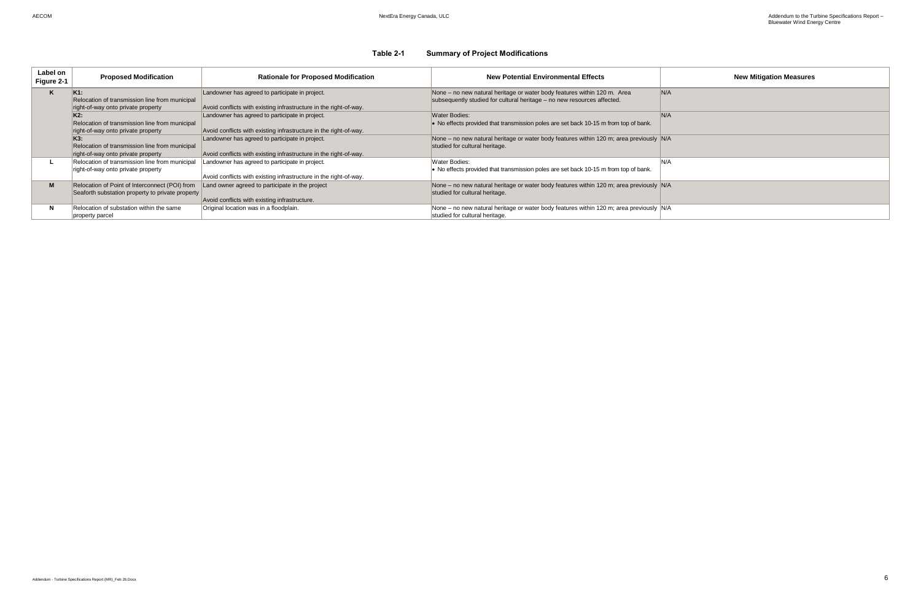**Table 2-1 Summary of Project Modifications**

| Label on Figure 2-1 | Proposed Modification | Rationale for Proposed Modification | New Potential Environmental Effects | New Mitigation Measures |
|---|---|---|---|---|
| **K** | **K1:** Relocation of transmission line from municipal right-of-way onto private property | Landowner has agreed to participate in project. <br><br> Avoid conflicts with existing infrastructure in the right-of-way. | None – no new natural heritage or water body features within 120 m. Area subsequently studied for cultural heritage – no new resources affected. | N/A |
| | **K2:** Relocation of transmission line from municipal right-of-way onto private property | Landowner has agreed to participate in project. <br><br> Avoid conflicts with existing infrastructure in the right-of-way. | Water Bodies: <br> • No effects provided that transmission poles are set back 10-15 m from top of bank. | N/A |
| | **K3:** Relocation of transmission line from municipal right-of-way onto private property | Landowner has agreed to participate in project. <br><br> Avoid conflicts with existing infrastructure in the right-of-way. | None – no new natural heritage or water body features within 120 m; area previously studied for cultural heritage. | N/A |
| **L** | Relocation of transmission line from municipal right-of-way onto private property | Landowner has agreed to participate in project. <br><br> Avoid conflicts with existing infrastructure in the right-of-way. | Water Bodies: <br> • No effects provided that transmission poles are set back 10-15 m from top of bank. | N/A |
| **M** | Relocation of Point of Interconnect (POI) from Seaforth substation property to private property | Land owner agreed to participate in the project <br><br> Avoid conflicts with existing infrastructure. | None – no new natural heritage or water body features within 120 m; area previously studied for cultural heritage. | N/A |
| **N** | Relocation of substation within the same property parcel | Original location was in a floodplain. | None – no new natural heritage or water body features within 120 m; area previously studied for cultural heritage. | N/A |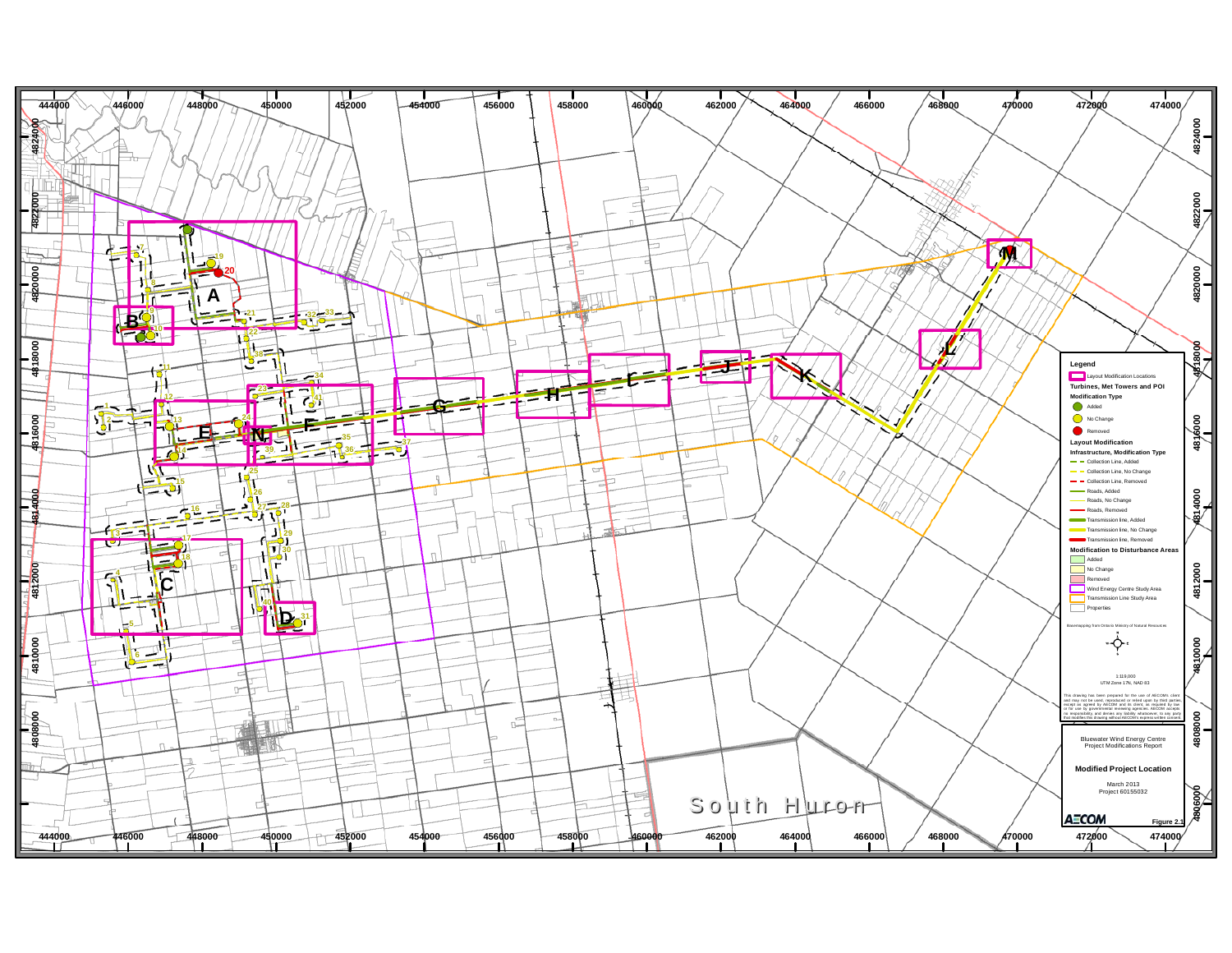## Legend

**Layout Modification Locations**

**Turbines, Met Towers and POI**

**Modification Type**
- Added
- No Change
- Removed

**Layout Modification**

**Infrastructure, Modification Type**
- Collection Line, Added
- Collection Line, No Change
- Collection Line, Removed
- Roads, Added
- Roads, No Change
- Roads, Removed
- Transmission line, Added
- Transmission line, No Change
- Transmission line, Removed

**Modification to Disturbance Areas**
- Added
- No Change
- Removed
- Wind Energy Centre Study Area
- Transmission Line Study Area
- Properties

Basemapping from Ontario Ministry of Natural Resources

1:119,000
UTM Zone 17N, NAD 83

This drawing has been prepared for the use of AECOM's client and may not be used, reproduced or relied upon by third parties, except as agreed by AECOM and its client, as required by law or for use by governmental reviewing agencies. AECOM accepts no responsibility, and denies any liability whatsoever, to any party that modifies this drawing without AECOM's express written consent.

Bluewater Wind Energy Centre
Project Modifications Report

**Modified Project Location**

March 2013
Project 60155032

AECOM

Figure 2.1

South Huron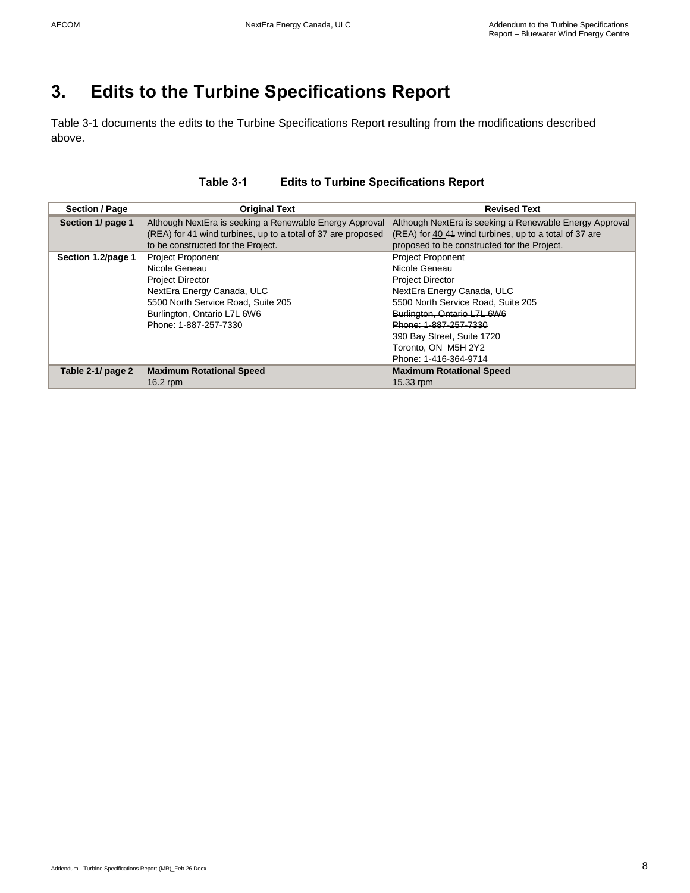# 3. Edits to the Turbine Specifications Report

Table 3-1 documents the edits to the Turbine Specifications Report resulting from the modifications described above.

**Table 3-1 Edits to Turbine Specifications Report**

| Section / Page | Original Text | Revised Text |
|---|---|---|
| **Section 1/ page 1** | Although NextEra is seeking a Renewable Energy Approval (REA) for 41 wind turbines, up to a total of 37 are proposed to be constructed for the Project. | Although NextEra is seeking a Renewable Energy Approval (REA) for <u>40</u> ~~41~~ wind turbines, up to a total of 37 are proposed to be constructed for the Project. |
| **Section 1.2/page 1** | Project Proponent<br>Nicole Geneau<br>Project Director<br>NextEra Energy Canada, ULC<br>5500 North Service Road, Suite 205<br>Burlington, Ontario L7L 6W6<br>Phone: 1-887-257-7330 | Project Proponent<br>Nicole Geneau<br>Project Director<br>NextEra Energy Canada, ULC<br>~~5500 North Service Road, Suite 205~~<br>~~Burlington, Ontario L7L 6W6~~<br>~~Phone: 1-887-257-7330~~<br>390 Bay Street, Suite 1720<br>Toronto, ON M5H 2Y2<br>Phone: 1-416-364-9714 |
| **Table 2-1/ page 2** | **Maximum Rotational Speed**<br>16.2 rpm | **Maximum Rotational Speed**<br>15.33 rpm |